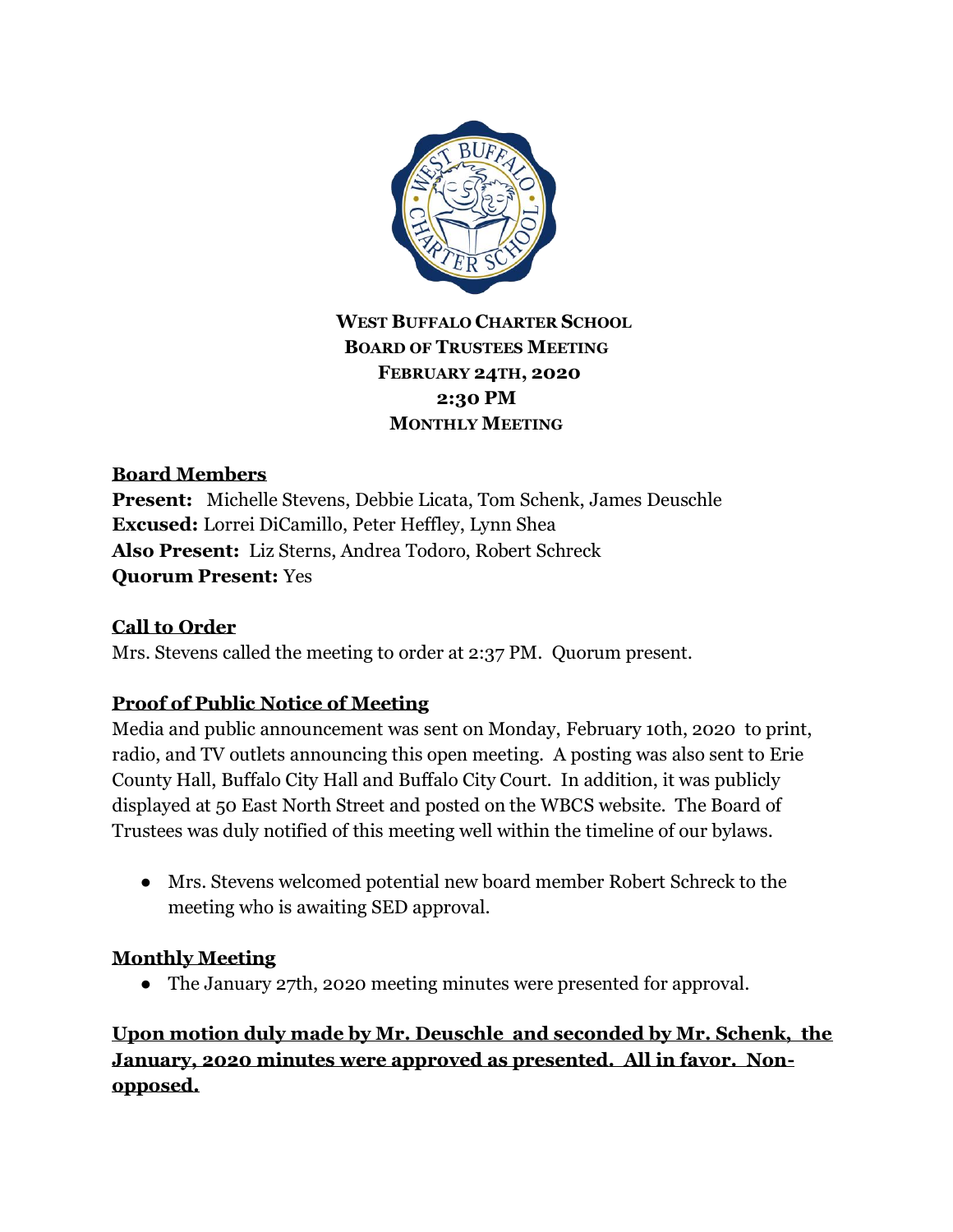**WEST BUFFALO CHARTER SCHOOL**
**BOARD OF TRUSTEES MEETING**
**FEBRUARY 24TH, 2020**
**2:30 PM**
**MONTHLY MEETING**

## Board Members

**Present:** Michelle Stevens, Debbie Licata, Tom Schenk, James Deuschle
**Excused:** Lorrei DiCamillo, Peter Heffley, Lynn Shea
**Also Present:** Liz Sterns, Andrea Todoro, Robert Schreck
**Quorum Present:** Yes

## Call to Order

Mrs. Stevens called the meeting to order at 2:37 PM. Quorum present.

## Proof of Public Notice of Meeting

Media and public announcement was sent on Monday, February 10th, 2020 to print, radio, and TV outlets announcing this open meeting. A posting was also sent to Erie County Hall, Buffalo City Hall and Buffalo City Court. In addition, it was publicly displayed at 50 East North Street and posted on the WBCS website. The Board of Trustees was duly notified of this meeting well within the timeline of our bylaws.

- Mrs. Stevens welcomed potential new board member Robert Schreck to the meeting who is awaiting SED approval.

## Monthly Meeting

- The January 27th, 2020 meeting minutes were presented for approval.

**Upon motion duly made by Mr. Deuschle and seconded by Mr. Schenk, the January, 2020 minutes were approved as presented. All in favor. Non-opposed.**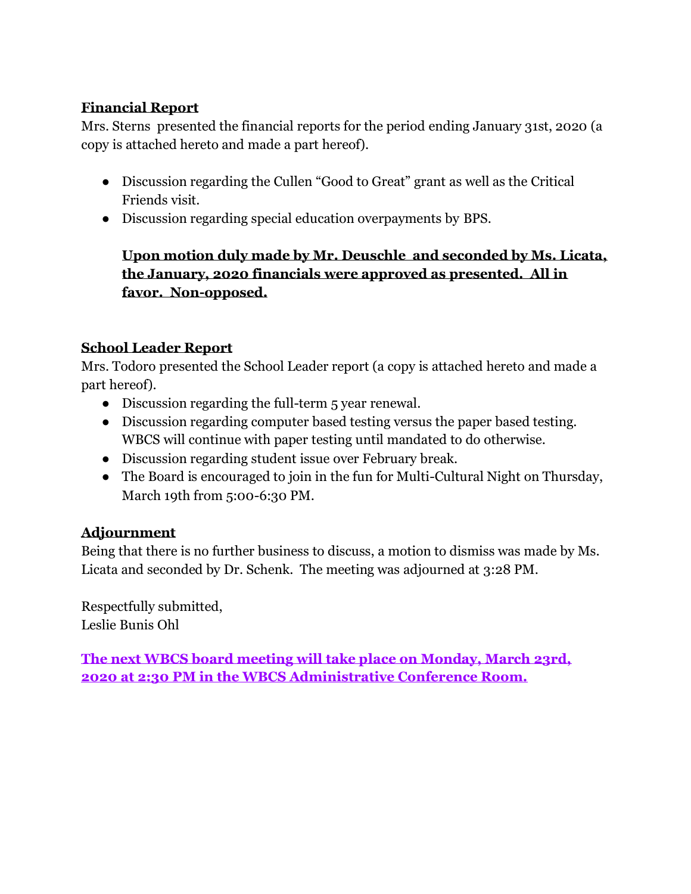**Financial Report**

Mrs. Sterns presented the financial reports for the period ending January 31st, 2020 (a copy is attached hereto and made a part hereof).

- Discussion regarding the Cullen "Good to Great" grant as well as the Critical Friends visit.
- Discussion regarding special education overpayments by BPS.

  **Upon motion duly made by Mr. Deuschle and seconded by Ms. Licata, the January, 2020 financials were approved as presented. All in favor. Non-opposed.**

**School Leader Report**

Mrs. Todoro presented the School Leader report (a copy is attached hereto and made a part hereof).

- Discussion regarding the full-term 5 year renewal.
- Discussion regarding computer based testing versus the paper based testing. WBCS will continue with paper testing until mandated to do otherwise.
- Discussion regarding student issue over February break.
- The Board is encouraged to join in the fun for Multi-Cultural Night on Thursday, March 19th from 5:00-6:30 PM.

**Adjournment**

Being that there is no further business to discuss, a motion to dismiss was made by Ms. Licata and seconded by Dr. Schenk. The meeting was adjourned at 3:28 PM.

Respectfully submitted,
Leslie Bunis Ohl

**The next WBCS board meeting will take place on Monday, March 23rd, 2020 at 2:30 PM in the WBCS Administrative Conference Room.**